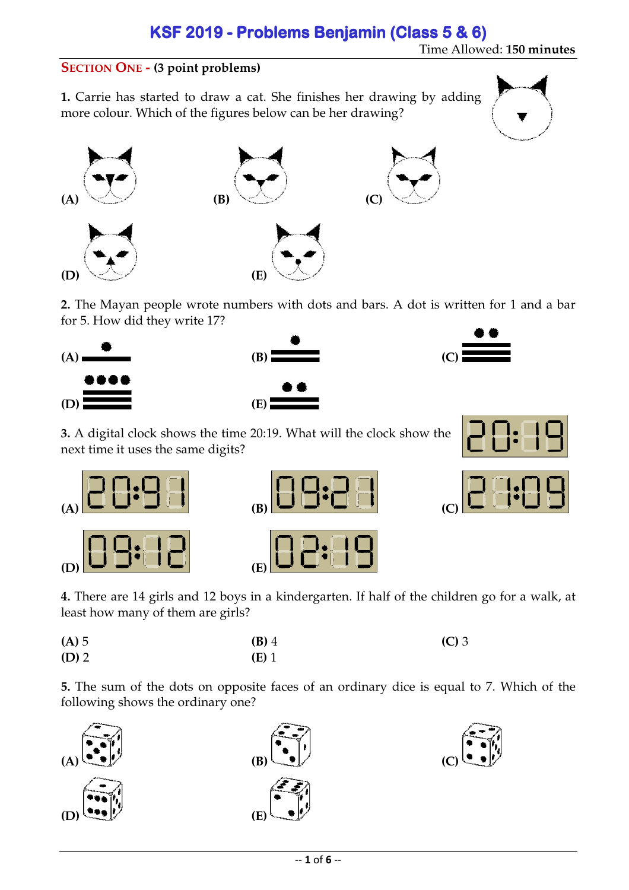# KSF 2019 - Problems Benjamin (Class 5 & 6)

Time Allowed: **150 minutes**

## SECTION ONE - (3 point problems)

**1.** Carrie has started to draw a cat. She finishes her drawing by adding more colour. Which of the figures below can be her drawing?

**(A)** **(B)** **(C)**

**(D)** **(E)**

**2.** The Mayan people wrote numbers with dots and bars. A dot is written for 1 and a bar for 5. How did they write 17?

**(A)** **(B)** **(C)**

**(D)** **(E)**

**3.** A digital clock shows the time 20:19. What will the clock show the next time it uses the same digits?

**(A)** 20:91 **(B)** 09:21 **(C)** 21:09

**(D)** 09:12 **(E)** 02:19

**4.** There are 14 girls and 12 boys in a kindergarten. If half of the children go for a walk, at least how many of them are girls?

**(A)** 5 **(B)** 4 **(C)** 3

**(D)** 2 **(E)** 1

**5.** The sum of the dots on opposite faces of an ordinary dice is equal to 7. Which of the following shows the ordinary one?

**(A)** **(B)** **(C)**

**(D)** **(E)**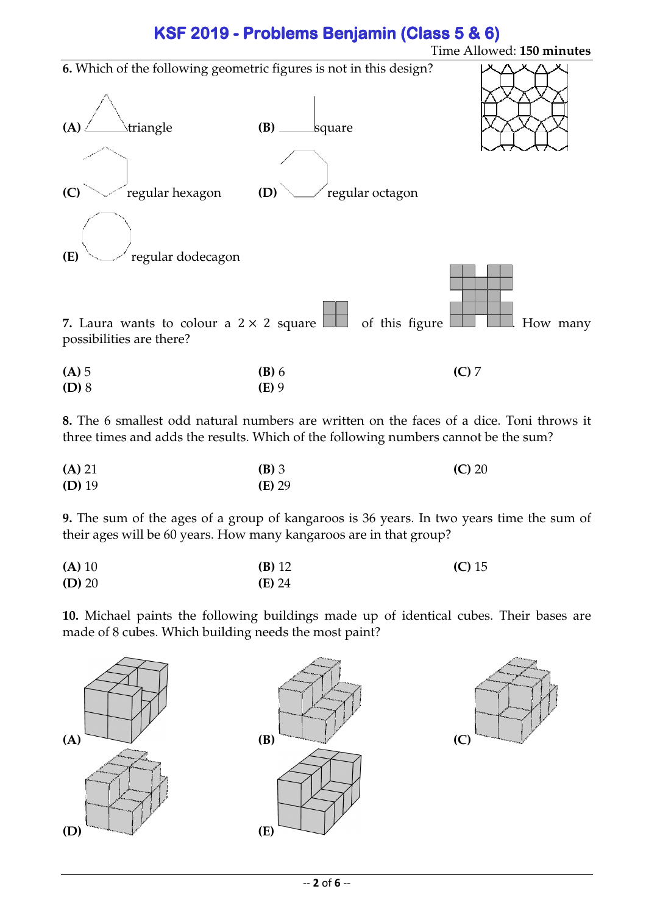# KSF 2019 - Problems Benjamin (Class 5 & 6)

Time Allowed: **150 minutes**

**6.** Which of the following geometric figures is not in this design?

**(A)** triangle
**(B)** square
**(C)** regular hexagon
**(D)** regular octagon
**(E)** regular dodecagon

**7.** Laura wants to colour a $2 \times 2$ square of this figure. How many possibilities are there?

**(A)** 5
**(B)** 6
**(C)** 7
**(D)** 8
**(E)** 9

**8.** The 6 smallest odd natural numbers are written on the faces of a dice. Toni throws it three times and adds the results. Which of the following numbers cannot be the sum?

**(A)** 21
**(B)** 3
**(C)** 20
**(D)** 19
**(E)** 29

**9.** The sum of the ages of a group of kangaroos is 36 years. In two years time the sum of their ages will be 60 years. How many kangaroos are in that group?

**(A)** 10
**(B)** 12
**(C)** 15
**(D)** 20
**(E)** 24

**10.** Michael paints the following buildings made up of identical cubes. Their bases are made of 8 cubes. Which building needs the most paint?

**(A)**
**(B)**
**(C)**
**(D)**
**(E)**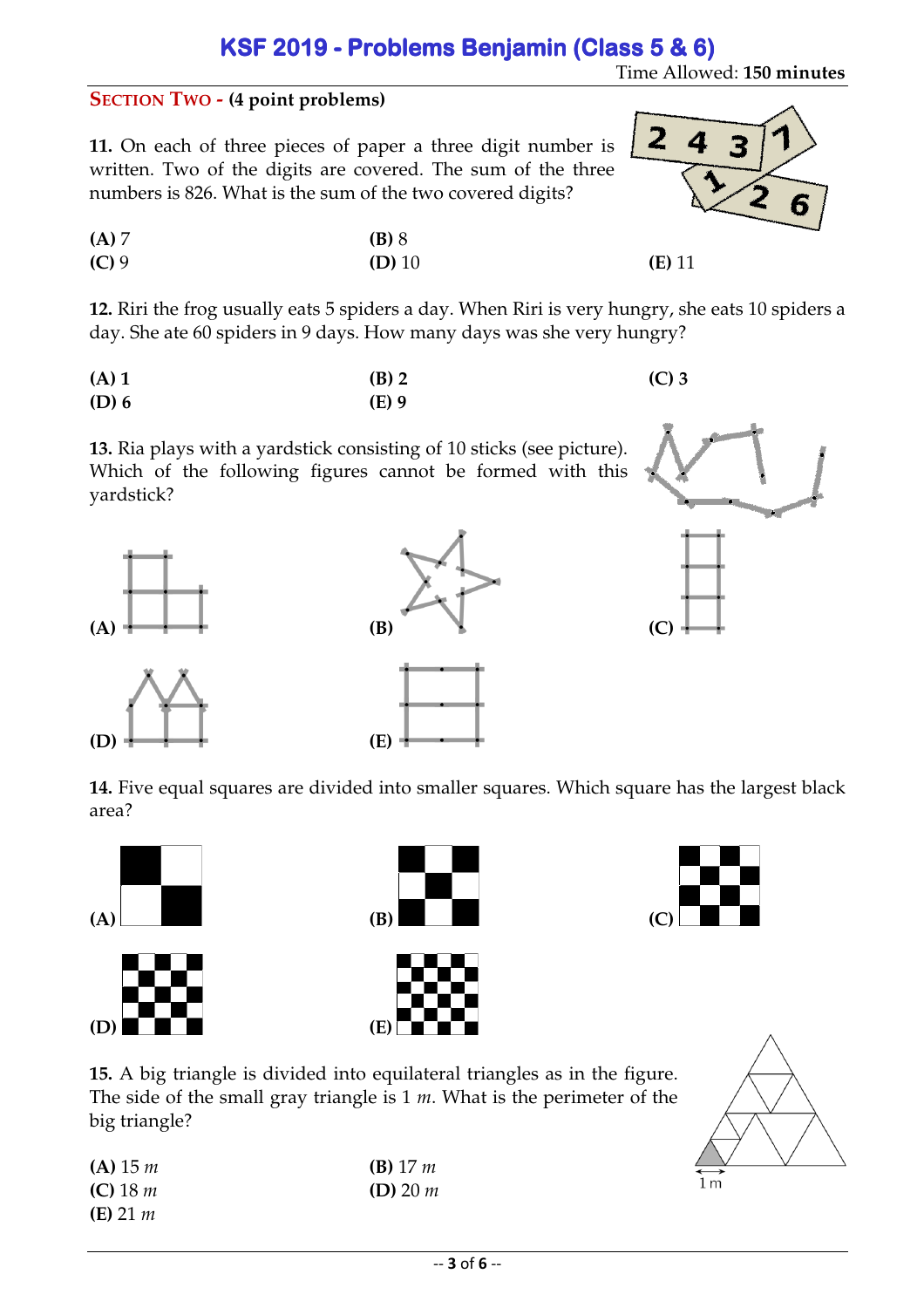# KSF 2019 - Problems Benjamin (Class 5 & 6)

Time Allowed: **150 minutes**

## SECTION TWO - (4 point problems)

**11.** On each of three pieces of paper a three digit number is written. Two of the digits are covered. The sum of the three numbers is 826. What is the sum of the two covered digits?

**(A)** 7 **(B)** 8 **(C)** 9 **(D)** 10 **(E)** 11

**12.** Riri the frog usually eats 5 spiders a day. When Riri is very hungry, she eats 10 spiders a day. She ate 60 spiders in 9 days. How many days was she very hungry?

**(A) 1** **(B) 2** **(C) 3** **(D) 6** **(E) 9**

**13.** Ria plays with a yardstick consisting of 10 sticks (see picture). Which of the following figures cannot be formed with this yardstick?

**(A)** **(B)** **(C)** **(D)** **(E)**

**14.** Five equal squares are divided into smaller squares. Which square has the largest black area?

**(A)** **(B)** **(C)** **(D)** **(E)**

**15.** A big triangle is divided into equilateral triangles as in the figure. The side of the small gray triangle is 1 *m*. What is the perimeter of the big triangle?

1 m

**(A)** 15 *m* **(B)** 17 *m* **(C)** 18 *m* **(D)** 20 *m* **(E)** 21 *m*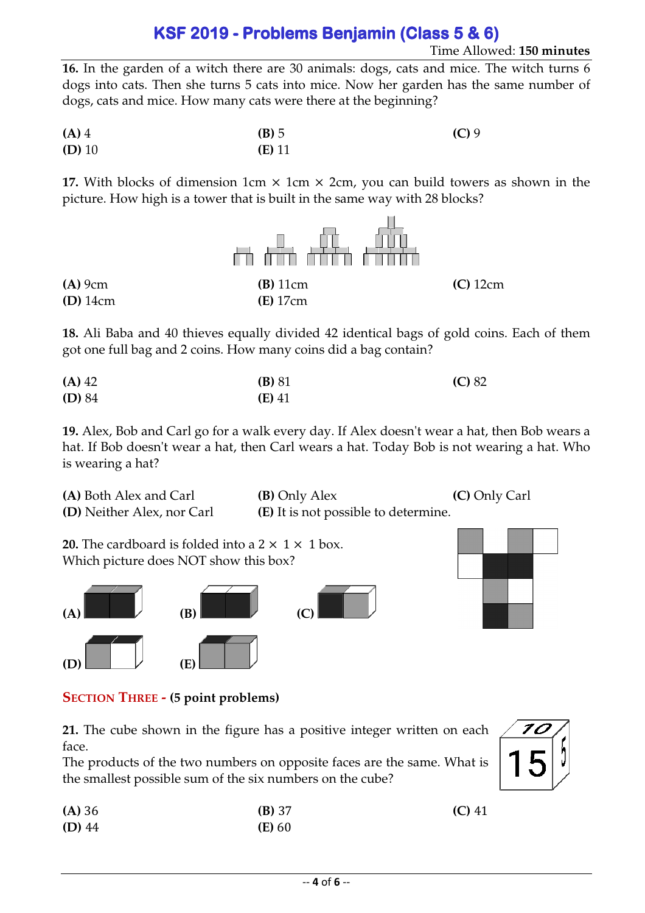# KSF 2019 - Problems Benjamin (Class 5 & 6)

Time Allowed: **150 minutes**

**16.** In the garden of a witch there are 30 animals: dogs, cats and mice. The witch turns 6 dogs into cats. Then she turns 5 cats into mice. Now her garden has the same number of dogs, cats and mice. How many cats were there at the beginning?

**(A)** 4 **(B)** 5 **(C)** 9
**(D)** 10 **(E)** 11

**17.** With blocks of dimension 1cm × 1cm × 2cm, you can build towers as shown in the picture. How high is a tower that is built in the same way with 28 blocks?

**(A)** 9cm **(B)** 11cm **(C)** 12cm
**(D)** 14cm **(E)** 17cm

**18.** Ali Baba and 40 thieves equally divided 42 identical bags of gold coins. Each of them got one full bag and 2 coins. How many coins did a bag contain?

**(A)** 42 **(B)** 81 **(C)** 82
**(D)** 84 **(E)** 41

**19.** Alex, Bob and Carl go for a walk every day. If Alex doesn't wear a hat, then Bob wears a hat. If Bob doesn't wear a hat, then Carl wears a hat. Today Bob is not wearing a hat. Who is wearing a hat?

**(A)** Both Alex and Carl **(B)** Only Alex **(C)** Only Carl
**(D)** Neither Alex, nor Carl **(E)** It is not possible to determine.

**20.** The cardboard is folded into a 2 × 1 × 1 box.
Which picture does NOT show this box?

**(A)** **(B)** **(C)**
**(D)** **(E)**

## SECTION THREE - (5 point problems)

**21.** The cube shown in the figure has a positive integer written on each face.
The products of the two numbers on opposite faces are the same. What is the smallest possible sum of the six numbers on the cube?

**(A)** 36 **(B)** 37 **(C)** 41
**(D)** 44 **(E)** 60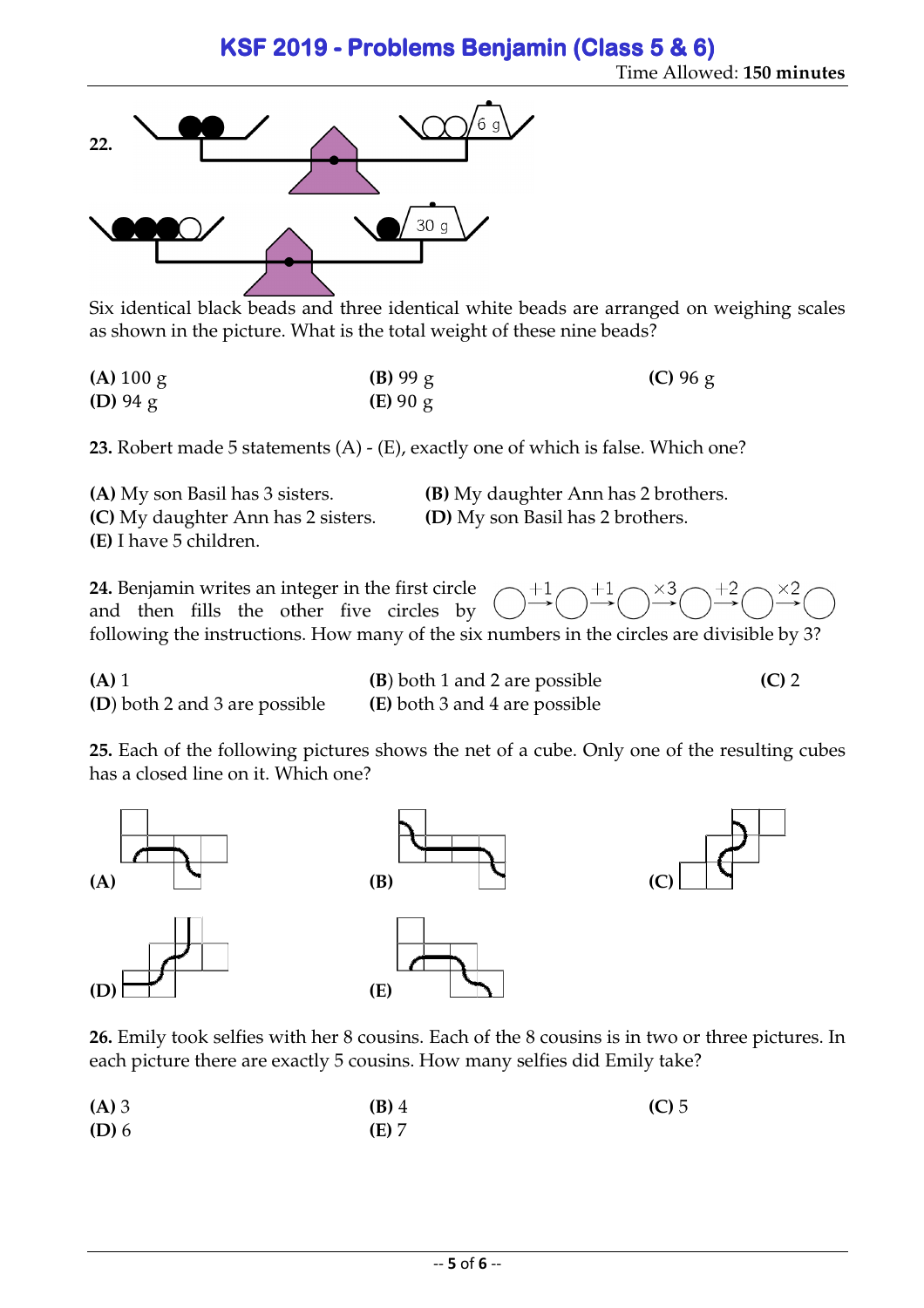# KSF 2019 - Problems Benjamin (Class 5 & 6)

Time Allowed: **150 minutes**

**22.**

Six identical black beads and three identical white beads are arranged on weighing scales as shown in the picture. What is the total weight of these nine beads?

**(A)** 100 g  
**(B)** 99 g  
**(C)** 96 g  
**(D)** 94 g  
**(E)** 90 g

**23.** Robert made 5 statements (A) - (E), exactly one of which is false. Which one?

**(A)** My son Basil has 3 sisters.  
**(B)** My daughter Ann has 2 brothers.  
**(C)** My daughter Ann has 2 sisters.  
**(D)** My son Basil has 2 brothers.  
**(E)** I have 5 children.

**24.** Benjamin writes an integer in the first circle and then fills the other five circles by following the instructions. How many of the six numbers in the circles are divisible by 3?

$\bigcirc \xrightarrow{+1} \bigcirc \xrightarrow{+1} \bigcirc \xrightarrow{\times 3} \bigcirc \xrightarrow{+2} \bigcirc \xrightarrow{\times 2} \bigcirc$

**(A)** 1  
**(B)** both 1 and 2 are possible  
**(C)** 2  
**(D)** both 2 and 3 are possible  
**(E)** both 3 and 4 are possible

**25.** Each of the following pictures shows the net of a cube. Only one of the resulting cubes has a closed line on it. Which one?

**(A)**  
**(B)**  
**(C)**  
**(D)**  
**(E)**

**26.** Emily took selfies with her 8 cousins. Each of the 8 cousins is in two or three pictures. In each picture there are exactly 5 cousins. How many selfies did Emily take?

**(A)** 3  
**(B)** 4  
**(C)** 5  
**(D)** 6  
**(E)** 7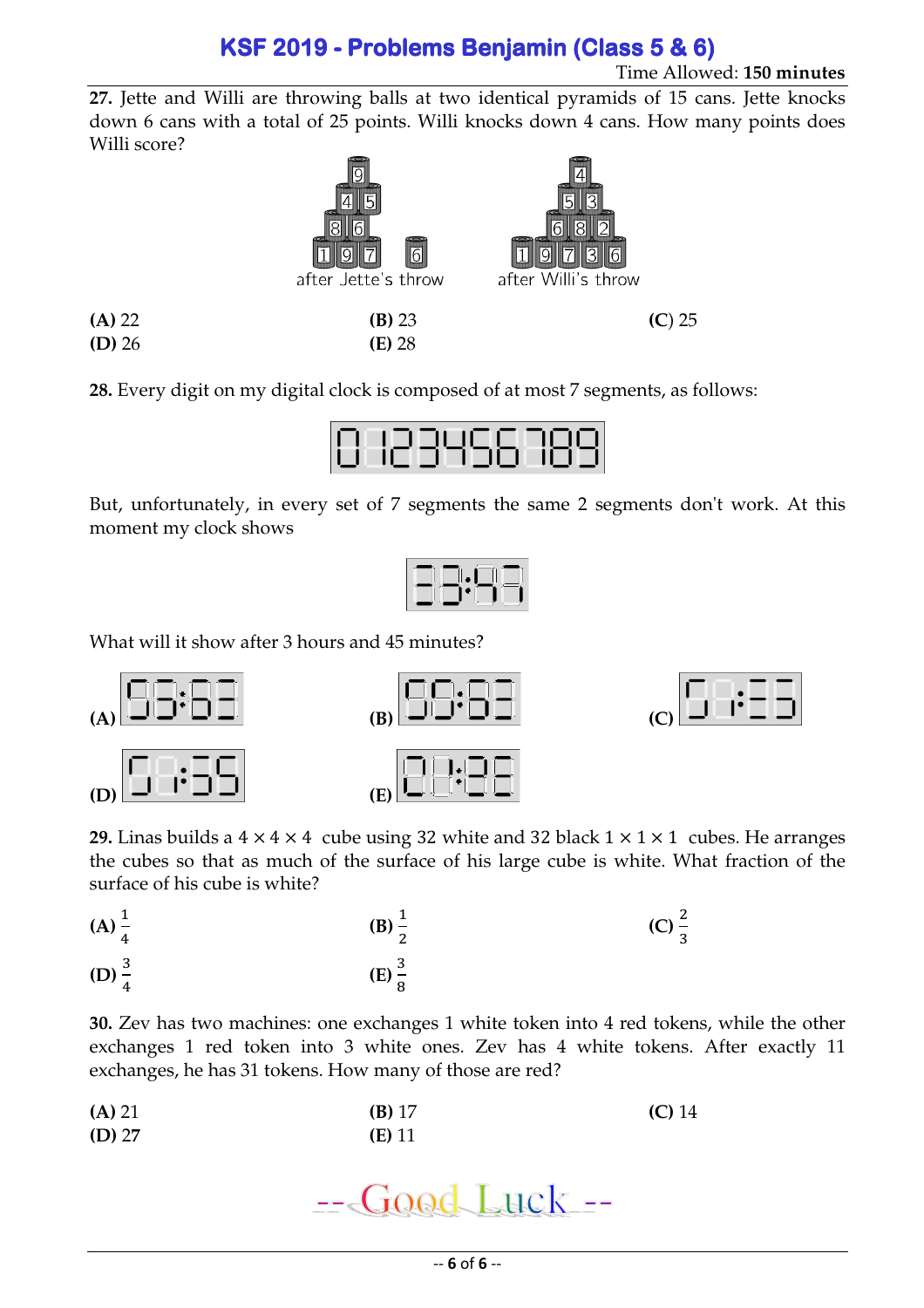# KSF 2019 - Problems Benjamin (Class 5 & 6)

Time Allowed: **150 minutes**

**27.** Jette and Willi are throwing balls at two identical pyramids of 15 cans. Jette knocks down 6 cans with a total of 25 points. Willi knocks down 4 cans. How many points does Willi score?

after Jette's throw

after Willi's throw

**(A)** 22 **(B)** 23 **(C)** 25
**(D)** 26 **(E)** 28

**28.** Every digit on my digital clock is composed of at most 7 segments, as follows:

But, unfortunately, in every set of 7 segments the same 2 segments don't work. At this moment my clock shows

What will it show after 3 hours and 45 minutes?

**(A)** **(B)** **(C)**
**(D)** **(E)**

**29.** Linas builds a $4 \times 4 \times 4$ cube using 32 white and 32 black $1 \times 1 \times 1$ cubes. He arranges the cubes so that as much of the surface of his large cube is white. What fraction of the surface of his cube is white?

**(A)** $\frac{1}{4}$ **(B)** $\frac{1}{2}$ **(C)** $\frac{2}{3}$
**(D)** $\frac{3}{4}$ **(E)** $\frac{3}{8}$

**30.** Zev has two machines: one exchanges 1 white token into 4 red tokens, while the other exchanges 1 red token into 3 white ones. Zev has 4 white tokens. After exactly 11 exchanges, he has 31 tokens. How many of those are red?

**(A)** 21 **(B)** 17 **(C)** 14
**(D)** 27 **(E)** 11

-- Good Luck --